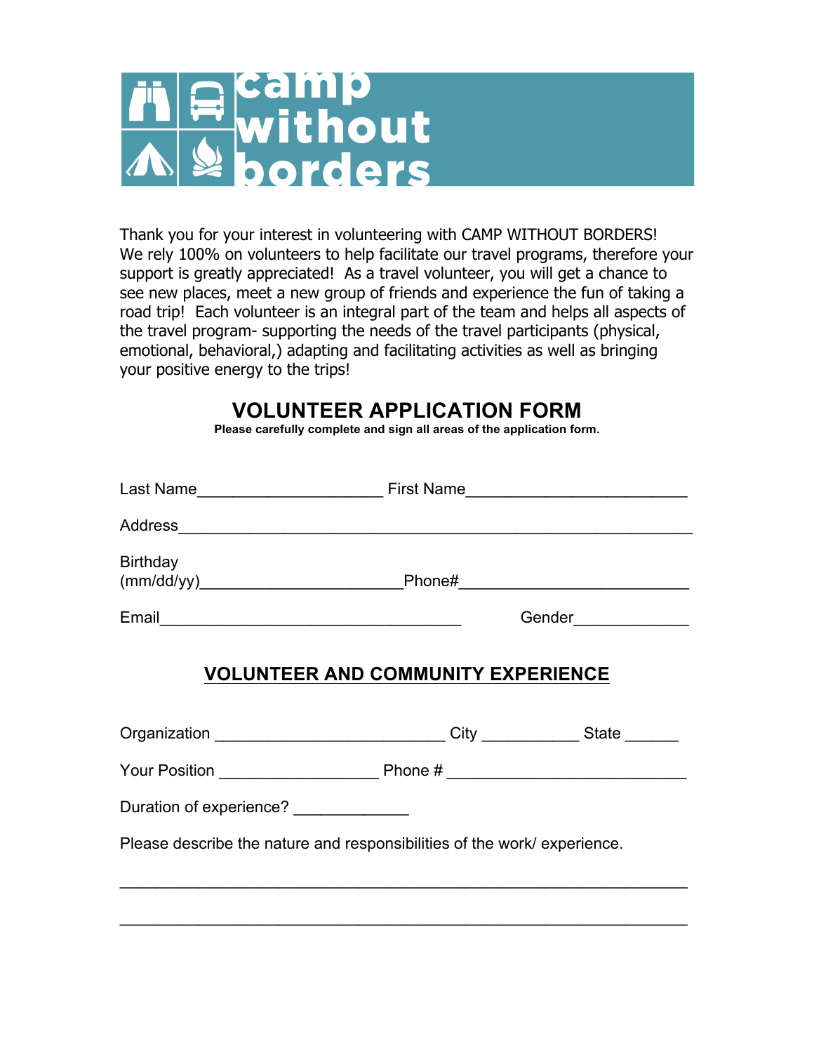# camp without borders

Thank you for your interest in volunteering with CAMP WITHOUT BORDERS! We rely 100% on volunteers to help facilitate our travel programs, therefore your support is greatly appreciated! As a travel volunteer, you will get a chance to see new places, meet a new group of friends and experience the fun of taking a road trip! Each volunteer is an integral part of the team and helps all aspects of the travel program- supporting the needs of the travel participants (physical, emotional, behavioral,) adapting and facilitating activities as well as bringing your positive energy to the trips!

## VOLUNTEER APPLICATION FORM

**Please carefully complete and sign all areas of the application form.**

Last Name_____________________ First Name_________________________

Address__________________________________________________________

Birthday (mm/dd/yy)_______________________Phone#__________________________

Email__________________________________ Gender_____________

## VOLUNTEER AND COMMUNITY EXPERIENCE

Organization __________________________ City ___________ State ______

Your Position __________________ Phone # ___________________________

Duration of experience? _____________

Please describe the nature and responsibilities of the work/ experience.

_________________________________________________________________

_________________________________________________________________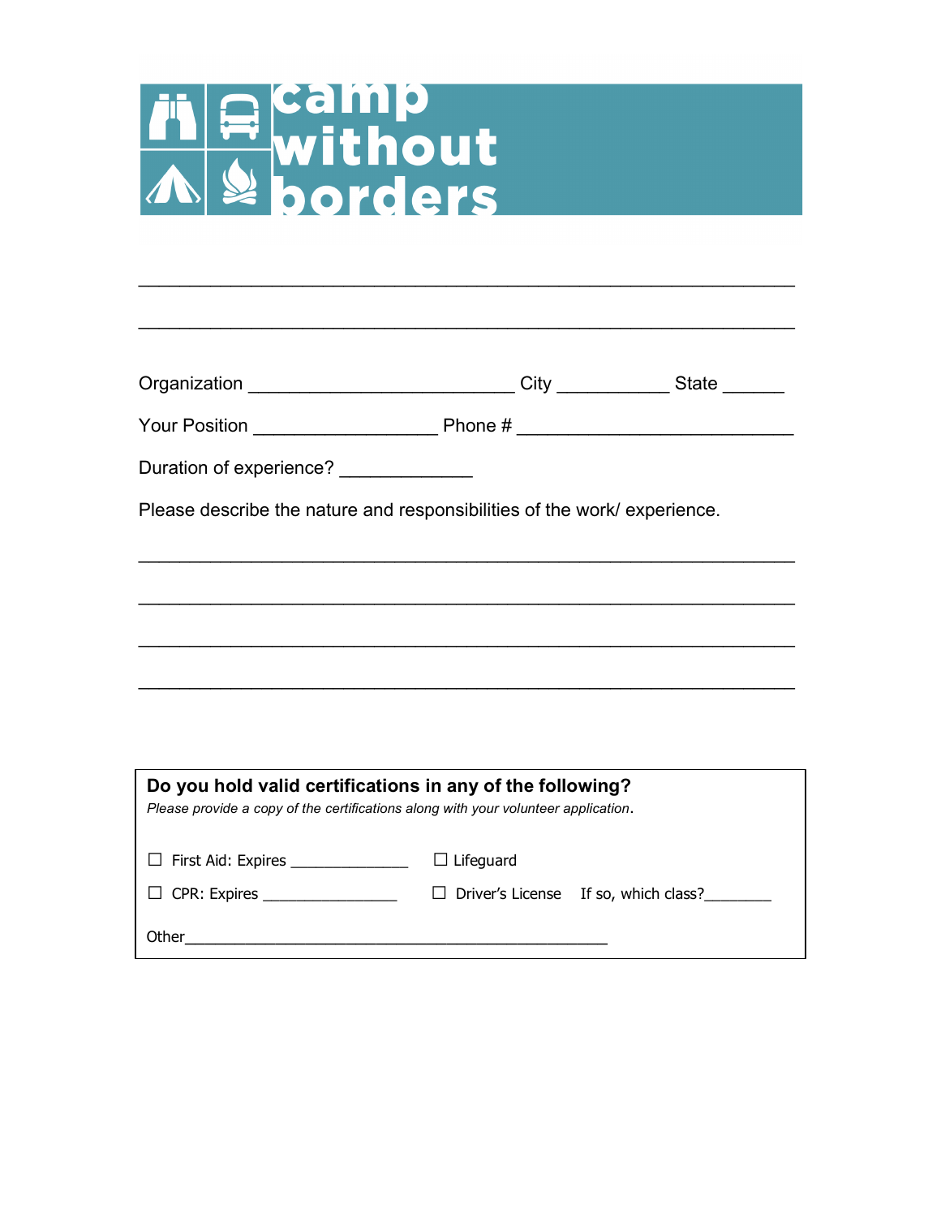# camp without borders

\_\_\_\_\_\_\_\_\_\_\_\_\_\_\_\_\_\_\_\_\_\_\_\_\_\_\_\_\_\_\_\_\_\_\_\_\_\_\_\_\_\_\_\_\_\_\_\_\_\_\_\_\_\_\_\_\_\_

\_\_\_\_\_\_\_\_\_\_\_\_\_\_\_\_\_\_\_\_\_\_\_\_\_\_\_\_\_\_\_\_\_\_\_\_\_\_\_\_\_\_\_\_\_\_\_\_\_\_\_\_\_\_\_\_\_\_

Organization \_\_\_\_\_\_\_\_\_\_\_\_\_\_\_\_\_\_\_\_\_\_\_\_\_\_ City \_\_\_\_\_\_\_\_\_\_\_ State \_\_\_\_\_\_

Your Position \_\_\_\_\_\_\_\_\_\_\_\_\_\_\_\_\_\_ Phone # \_\_\_\_\_\_\_\_\_\_\_\_\_\_\_\_\_\_\_\_\_\_\_\_\_\_\_

Duration of experience? \_\_\_\_\_\_\_\_\_\_\_\_\_

Please describe the nature and responsibilities of the work/ experience.

\_\_\_\_\_\_\_\_\_\_\_\_\_\_\_\_\_\_\_\_\_\_\_\_\_\_\_\_\_\_\_\_\_\_\_\_\_\_\_\_\_\_\_\_\_\_\_\_\_\_\_\_\_\_\_\_\_\_

\_\_\_\_\_\_\_\_\_\_\_\_\_\_\_\_\_\_\_\_\_\_\_\_\_\_\_\_\_\_\_\_\_\_\_\_\_\_\_\_\_\_\_\_\_\_\_\_\_\_\_\_\_\_\_\_\_\_

\_\_\_\_\_\_\_\_\_\_\_\_\_\_\_\_\_\_\_\_\_\_\_\_\_\_\_\_\_\_\_\_\_\_\_\_\_\_\_\_\_\_\_\_\_\_\_\_\_\_\_\_\_\_\_\_\_\_

\_\_\_\_\_\_\_\_\_\_\_\_\_\_\_\_\_\_\_\_\_\_\_\_\_\_\_\_\_\_\_\_\_\_\_\_\_\_\_\_\_\_\_\_\_\_\_\_\_\_\_\_\_\_\_\_\_\_

**Do you hold valid certifications in any of the following?**

*Please provide a copy of the certifications along with your volunteer application*.

☐ First Aid: Expires \_\_\_\_\_\_\_\_\_\_\_\_\_\_ ☐ Lifeguard

☐ CPR: Expires \_\_\_\_\_\_\_\_\_\_\_\_\_\_\_\_ ☐ Driver's License If so, which class?\_\_\_\_\_\_\_\_

Other\_\_\_\_\_\_\_\_\_\_\_\_\_\_\_\_\_\_\_\_\_\_\_\_\_\_\_\_\_\_\_\_\_\_\_\_\_\_\_\_\_\_\_\_\_\_\_\_\_\_\_\_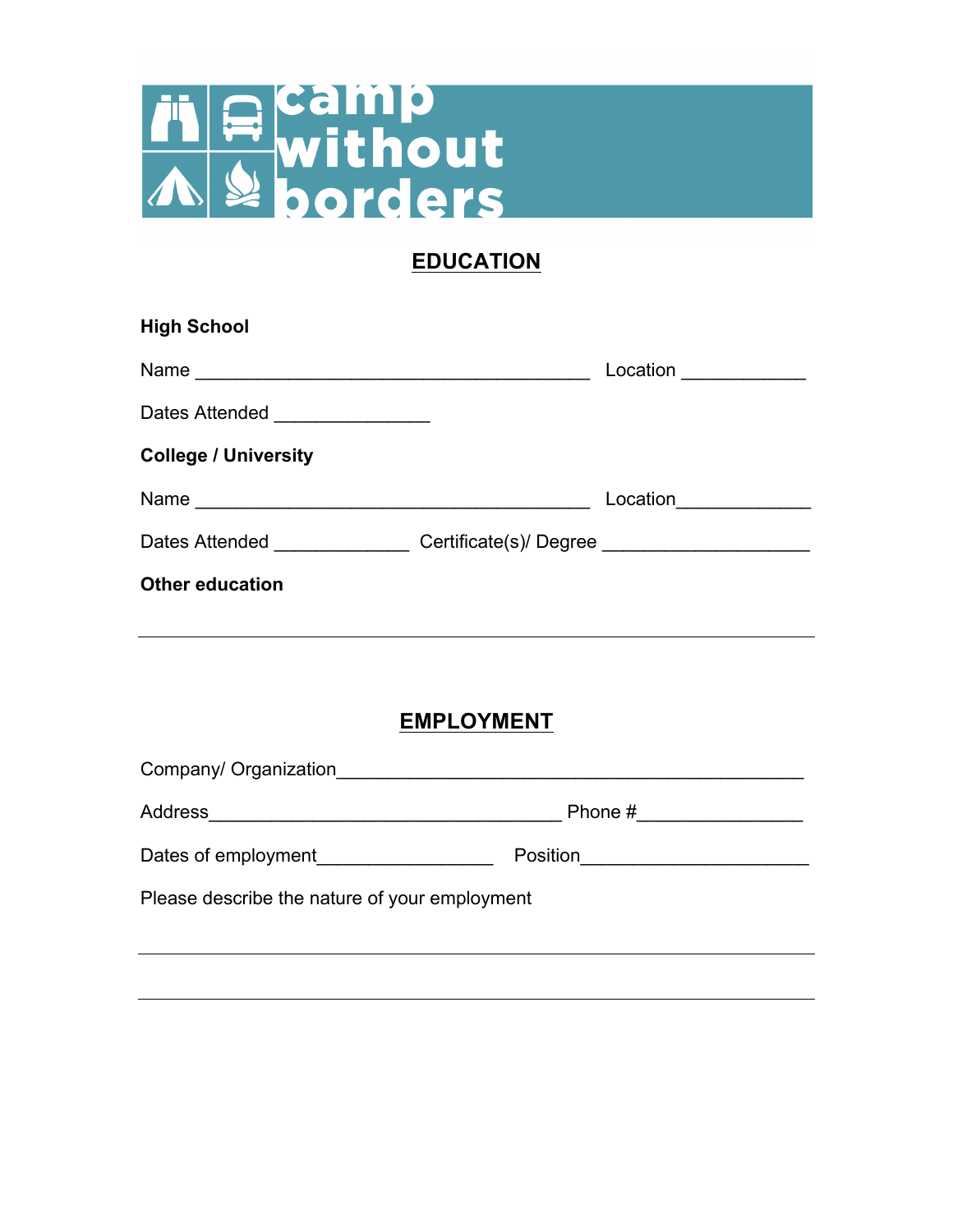camp without borders

## EDUCATION

**High School**

Name ______________________________________ Location ____________

Dates Attended _______________

**College / University**

Name ______________________________________ Location_____________

Dates Attended _____________ Certificate(s)/ Degree ____________________

**Other education**

_________________________________________________________________

## EMPLOYMENT

Company/ Organization_____________________________________________

Address__________________________________ Phone #________________

Dates of employment_________________ Position______________________

Please describe the nature of your employment

_________________________________________________________________

_________________________________________________________________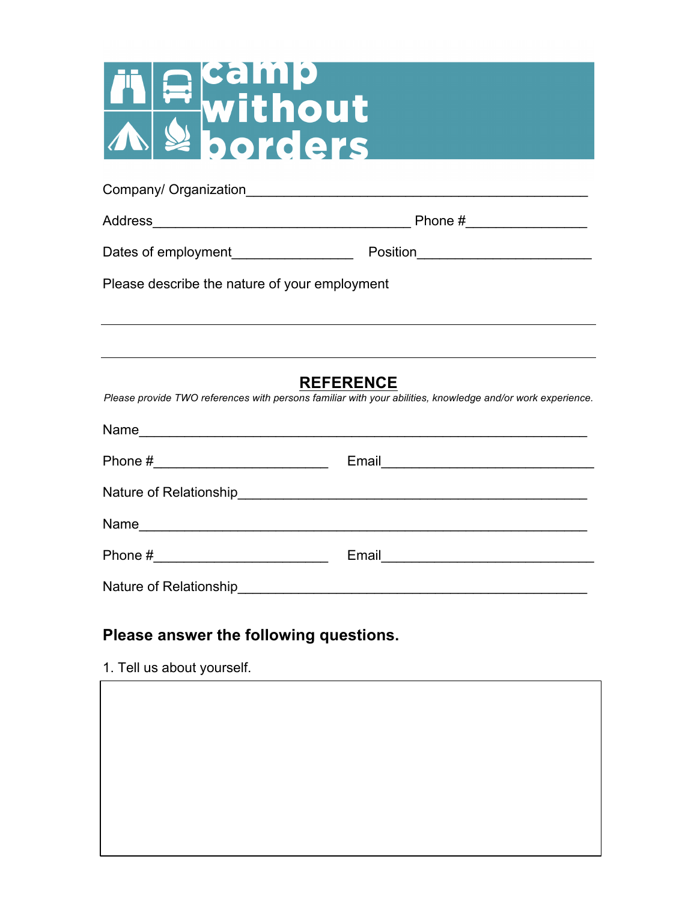# camp without borders

Company/ Organization_____________________________________________

Address__________________________________ Phone #_______________

Dates of employment_______________ Position______________________

Please describe the nature of your employment

________________________________________________________________

________________________________________________________________

## REFERENCE

*Please provide TWO references with persons familiar with your abilities, knowledge and/or work experience.*

Name____________________________________________________________

Phone #______________________ Email___________________________

Nature of Relationship_____________________________________________

Name____________________________________________________________

Phone #______________________ Email___________________________

Nature of Relationship_____________________________________________

### Please answer the following questions.

1. Tell us about yourself.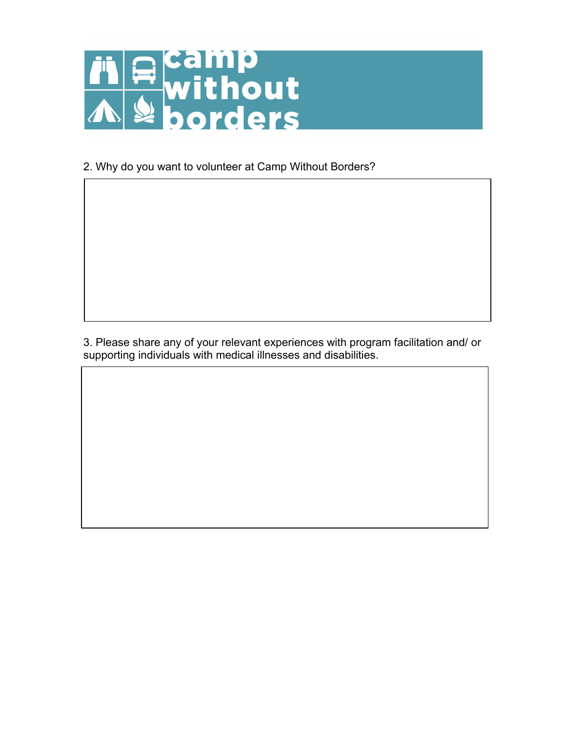camp without borders

2. Why do you want to volunteer at Camp Without Borders?

3. Please share any of your relevant experiences with program facilitation and/ or supporting individuals with medical illnesses and disabilities.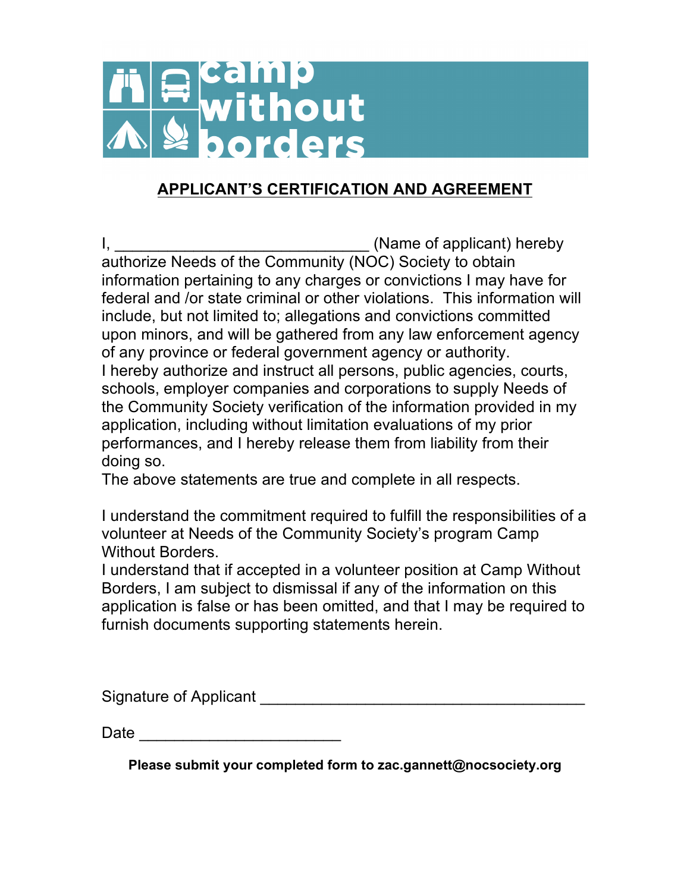camp without borders

## APPLICANT'S CERTIFICATION AND AGREEMENT

I, ______________________________ (Name of applicant) hereby authorize Needs of the Community (NOC) Society to obtain information pertaining to any charges or convictions I may have for federal and /or state criminal or other violations. This information will include, but not limited to; allegations and convictions committed upon minors, and will be gathered from any law enforcement agency of any province or federal government agency or authority.

I hereby authorize and instruct all persons, public agencies, courts, schools, employer companies and corporations to supply Needs of the Community Society verification of the information provided in my application, including without limitation evaluations of my prior performances, and I hereby release them from liability from their doing so.

The above statements are true and complete in all respects.

I understand the commitment required to fulfill the responsibilities of a volunteer at Needs of the Community Society's program Camp Without Borders.

I understand that if accepted in a volunteer position at Camp Without Borders, I am subject to dismissal if any of the information on this application is false or has been omitted, and that I may be required to furnish documents supporting statements herein.

Signature of Applicant ______________________________________

Date ________________________

**Please submit your completed form to zac.gannett@nocsociety.org**